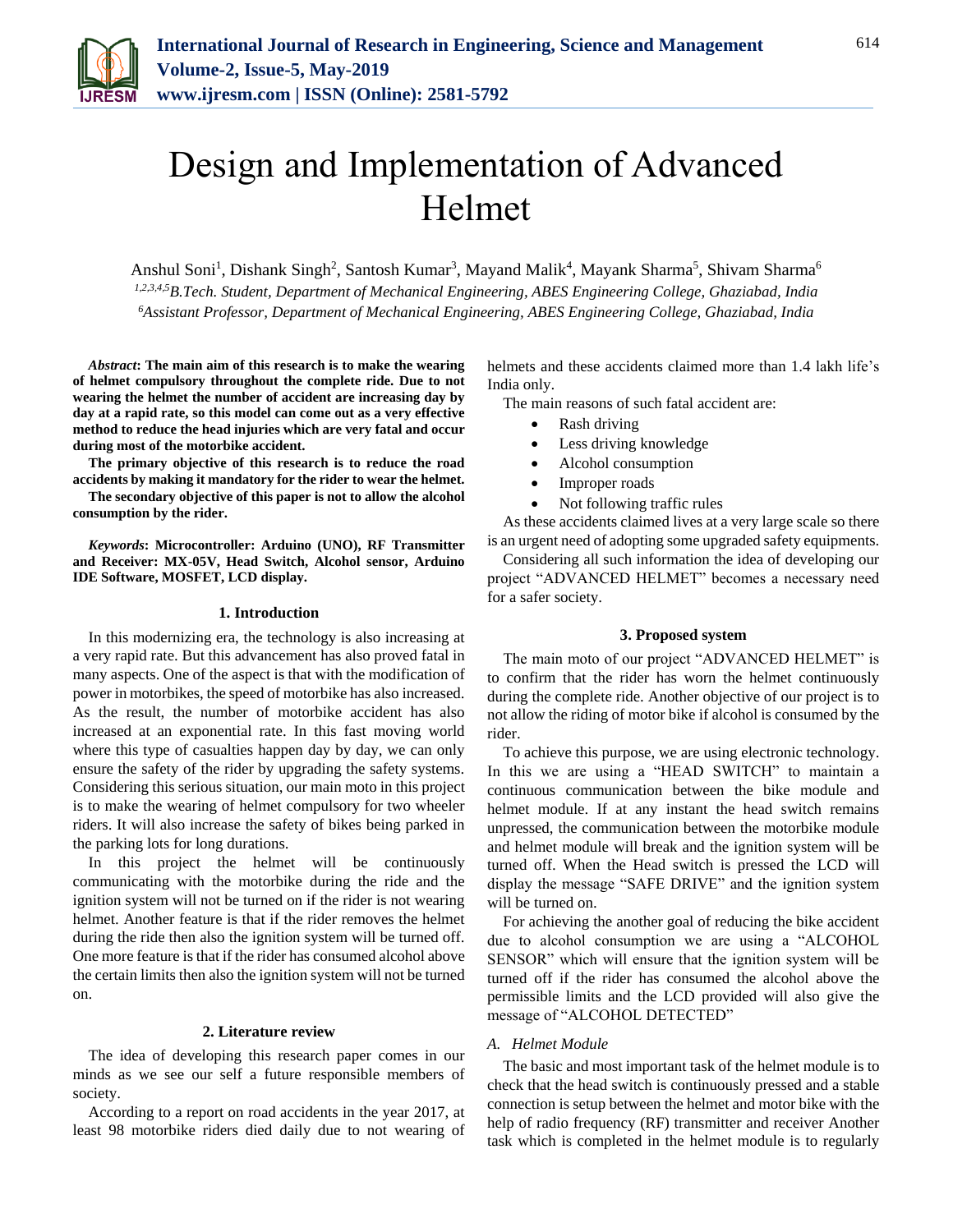# Design and Implementation of Advanced Helmet

Anshul Soni[1], Dishank Singh[2], Santosh Kumar[3], Mayand Malik[4], Mayank Sharma[5], Shivam Sharma[6]

[1,2,3,4,5]*B.Tech. Student, Department of Mechanical Engineering, ABES Engineering College, Ghaziabad, India*
[6]*Assistant Professor, Department of Mechanical Engineering, ABES Engineering College, Ghaziabad, India*

***Abstract*: The main aim of this research is to make the wearing of helmet compulsory throughout the complete ride. Due to not wearing the helmet the number of accident are increasing day by day at a rapid rate, so this model can come out as a very effective method to reduce the head injuries which are very fatal and occur during most of the motorbike accident.**

**The primary objective of this research is to reduce the road accidents by making it mandatory for the rider to wear the helmet.**

**The secondary objective of this paper is not to allow the alcohol consumption by the rider.**

***Keywords*: Microcontroller: Arduino (UNO), RF Transmitter and Receiver: MX-05V, Head Switch, Alcohol sensor, Arduino IDE Software, MOSFET, LCD display.**

## 1. Introduction

In this modernizing era, the technology is also increasing at a very rapid rate. But this advancement has also proved fatal in many aspects. One of the aspect is that with the modification of power in motorbikes, the speed of motorbike has also increased. As the result, the number of motorbike accident has also increased at an exponential rate. In this fast moving world where this type of casualties happen day by day, we can only ensure the safety of the rider by upgrading the safety systems. Considering this serious situation, our main moto in this project is to make the wearing of helmet compulsory for two wheeler riders. It will also increase the safety of bikes being parked in the parking lots for long durations.

In this project the helmet will be continuously communicating with the motorbike during the ride and the ignition system will not be turned on if the rider is not wearing helmet. Another feature is that if the rider removes the helmet during the ride then also the ignition system will be turned off. One more feature is that if the rider has consumed alcohol above the certain limits then also the ignition system will not be turned on.

## 2. Literature review

The idea of developing this research paper comes in our minds as we see our self a future responsible members of society.

According to a report on road accidents in the year 2017, at least 98 motorbike riders died daily due to not wearing of helmets and these accidents claimed more than 1.4 lakh life's India only.

The main reasons of such fatal accident are:

- Rash driving
- Less driving knowledge
- Alcohol consumption
- Improper roads
- Not following traffic rules

As these accidents claimed lives at a very large scale so there is an urgent need of adopting some upgraded safety equipments.

Considering all such information the idea of developing our project "ADVANCED HELMET" becomes a necessary need for a safer society.

## 3. Proposed system

The main moto of our project "ADVANCED HELMET" is to confirm that the rider has worn the helmet continuously during the complete ride. Another objective of our project is to not allow the riding of motor bike if alcohol is consumed by the rider.

To achieve this purpose, we are using electronic technology. In this we are using a "HEAD SWITCH" to maintain a continuous communication between the bike module and helmet module. If at any instant the head switch remains unpressed, the communication between the motorbike module and helmet module will break and the ignition system will be turned off. When the Head switch is pressed the LCD will display the message "SAFE DRIVE" and the ignition system will be turned on.

For achieving the another goal of reducing the bike accident due to alcohol consumption we are using a "ALCOHOL SENSOR" which will ensure that the ignition system will be turned off if the rider has consumed the alcohol above the permissible limits and the LCD provided will also give the message of "ALCOHOL DETECTED"

### *A. Helmet Module*

The basic and most important task of the helmet module is to check that the head switch is continuously pressed and a stable connection is setup between the helmet and motor bike with the help of radio frequency (RF) transmitter and receiver Another task which is completed in the helmet module is to regularly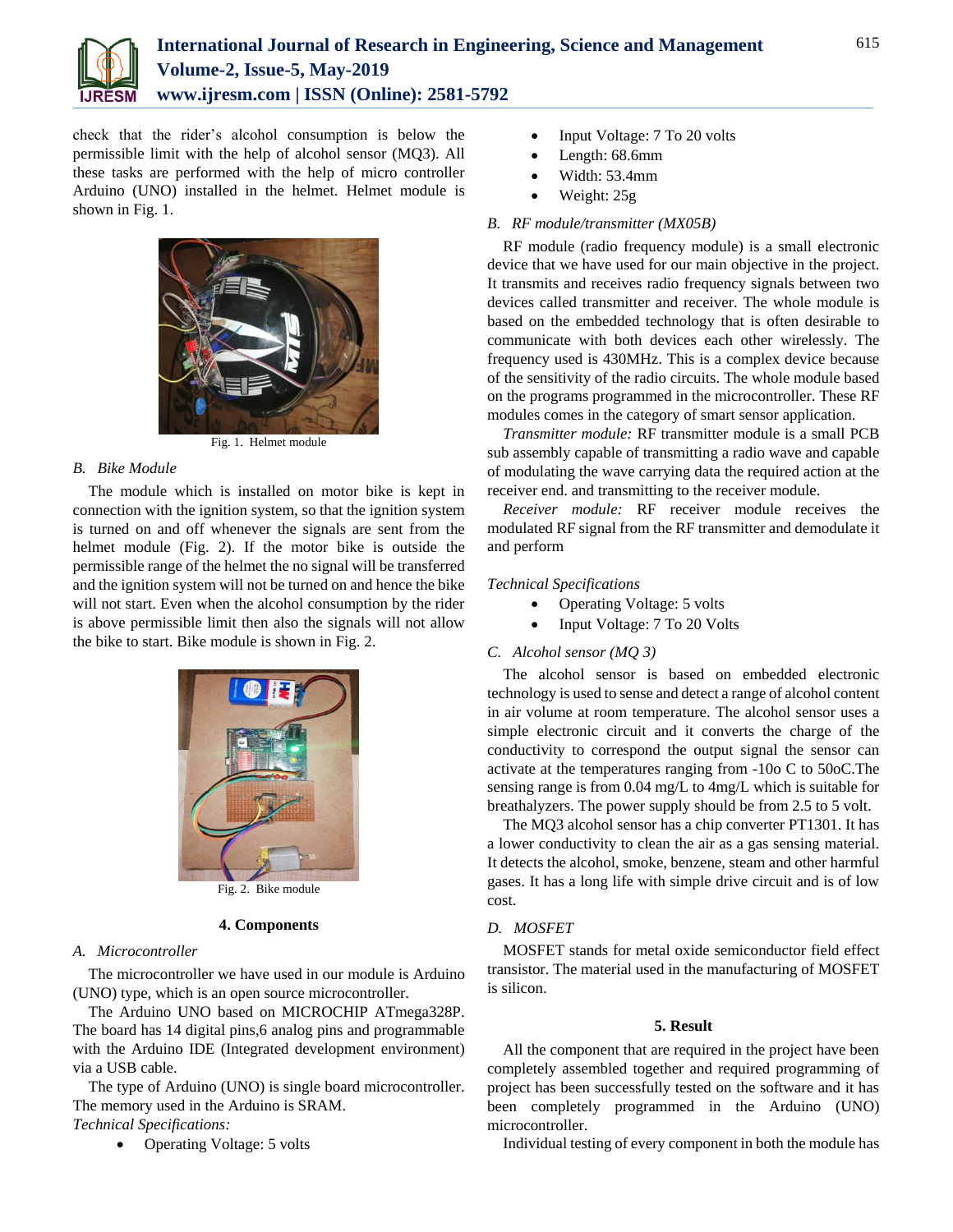check that the rider's alcohol consumption is below the permissible limit with the help of alcohol sensor (MQ3). All these tasks are performed with the help of micro controller Arduino (UNO) installed in the helmet. Helmet module is shown in Fig. 1.

Fig. 1. Helmet module

### B. Bike Module

The module which is installed on motor bike is kept in connection with the ignition system, so that the ignition system is turned on and off whenever the signals are sent from the helmet module (Fig. 2). If the motor bike is outside the permissible range of the helmet the no signal will be transferred and the ignition system will not be turned on and hence the bike will not start. Even when the alcohol consumption by the rider is above permissible limit then also the signals will not allow the bike to start. Bike module is shown in Fig. 2.

Fig. 2. Bike module

## 4. Components

### A. Microcontroller

The microcontroller we have used in our module is Arduino (UNO) type, which is an open source microcontroller.

The Arduino UNO based on MICROCHIP ATmega328P. The board has 14 digital pins,6 analog pins and programmable with the Arduino IDE (Integrated development environment) via a USB cable.

The type of Arduino (UNO) is single board microcontroller. The memory used in the Arduino is SRAM.

*Technical Specifications:*

- Operating Voltage: 5 volts
- Input Voltage: 7 To 20 volts
- Length: 68.6mm
- Width: 53.4mm
- Weight: 25g

### B. RF module/transmitter (MX05B)

RF module (radio frequency module) is a small electronic device that we have used for our main objective in the project. It transmits and receives radio frequency signals between two devices called transmitter and receiver. The whole module is based on the embedded technology that is often desirable to communicate with both devices each other wirelessly. The frequency used is 430MHz. This is a complex device because of the sensitivity of the radio circuits. The whole module based on the programs programmed in the microcontroller. These RF modules comes in the category of smart sensor application.

*Transmitter module:* RF transmitter module is a small PCB sub assembly capable of transmitting a radio wave and capable of modulating the wave carrying data the required action at the receiver end. and transmitting to the receiver module.

*Receiver module:* RF receiver module receives the modulated RF signal from the RF transmitter and demodulate it and perform

*Technical Specifications*

- Operating Voltage: 5 volts
- Input Voltage: 7 To 20 Volts

### C. Alcohol sensor (MQ 3)

The alcohol sensor is based on embedded electronic technology is used to sense and detect a range of alcohol content in air volume at room temperature. The alcohol sensor uses a simple electronic circuit and it converts the charge of the conductivity to correspond the output signal the sensor can activate at the temperatures ranging from -10o C to 50oC.The sensing range is from 0.04 mg/L to 4mg/L which is suitable for breathalyzers. The power supply should be from 2.5 to 5 volt.

The MQ3 alcohol sensor has a chip converter PT1301. It has a lower conductivity to clean the air as a gas sensing material. It detects the alcohol, smoke, benzene, steam and other harmful gases. It has a long life with simple drive circuit and is of low cost.

### D. MOSFET

MOSFET stands for metal oxide semiconductor field effect transistor. The material used in the manufacturing of MOSFET is silicon.

## 5. Result

All the component that are required in the project have been completely assembled together and required programming of project has been successfully tested on the software and it has been completely programmed in the Arduino (UNO) microcontroller.

Individual testing of every component in both the module has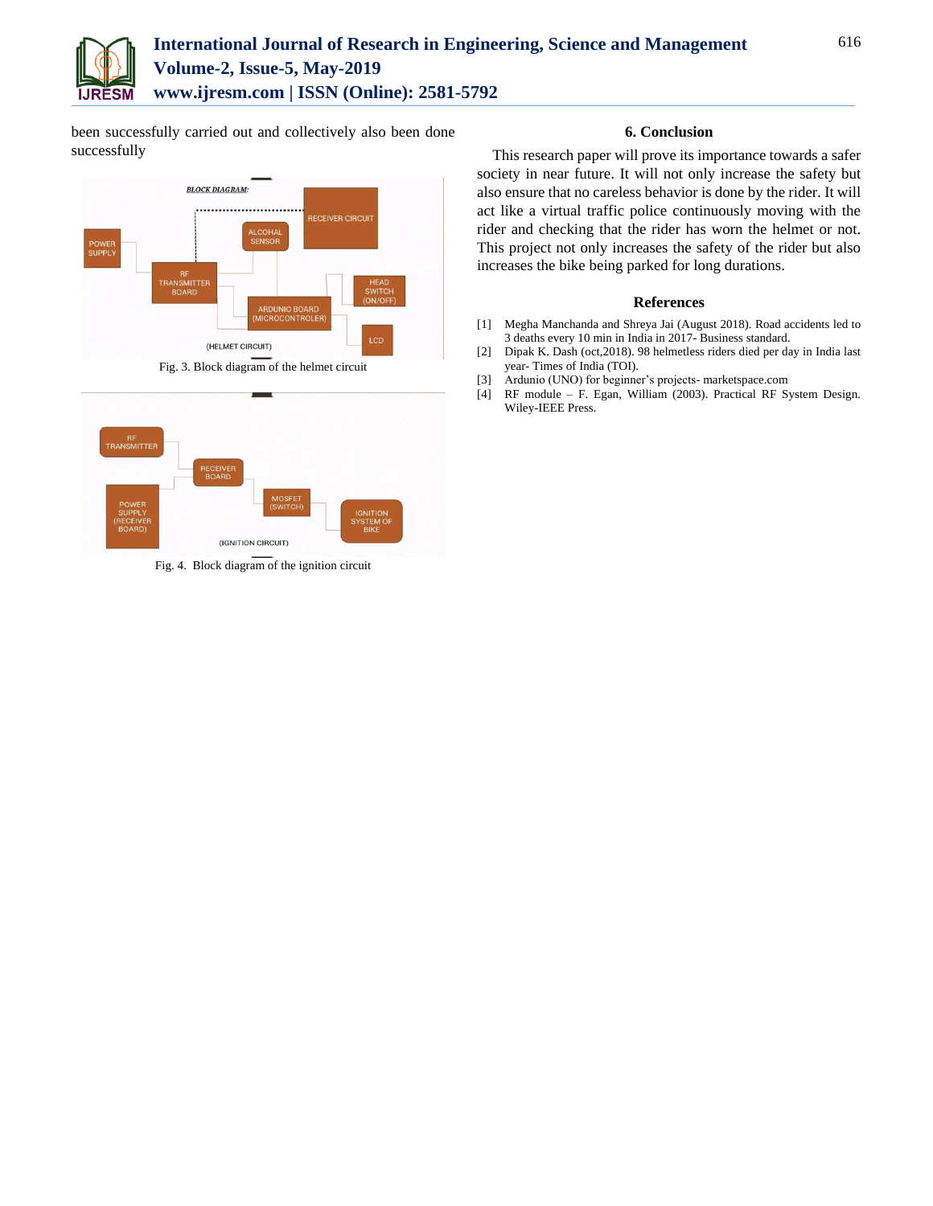been successfully carried out and collectively also been done successfully

BLOCK DIAGRAM:

RECEIVER CIRCUIT

ALCOHAL SENSOR

POWER SUPPLY

RF TRANSMITTER BOARD

HEAD SWITCH (ON/OFF)

ARDUNIO BOARD (MICROCONTROLER)

LCD

(HELMET CIRCUIT)

Fig. 3. Block diagram of the helmet circuit

RF TRANSMITTER

RECEIVER BOARD

POWER SUPPLY (RECEIVER BOARD)

MOSFET (SWITCH)

IGNITION SYSTEM OF BIKE

(IGNITION CIRCUIT)

Fig. 4. Block diagram of the ignition circuit

## 6. Conclusion

This research paper will prove its importance towards a safer society in near future. It will not only increase the safety but also ensure that no careless behavior is done by the rider. It will act like a virtual traffic police continuously moving with the rider and checking that the rider has worn the helmet or not. This project not only increases the safety of the rider but also increases the bike being parked for long durations.

## References

[1] Megha Manchanda and Shreya Jai (August 2018). Road accidents led to 3 deaths every 10 min in India in 2017- Business standard.

[2] Dipak K. Dash (oct,2018). 98 helmetless riders died per day in India last year- Times of India (TOI).

[3] Ardunio (UNO) for beginner's projects- marketspace.com

[4] RF module – F. Egan, William (2003). Practical RF System Design. Wiley-IEEE Press.